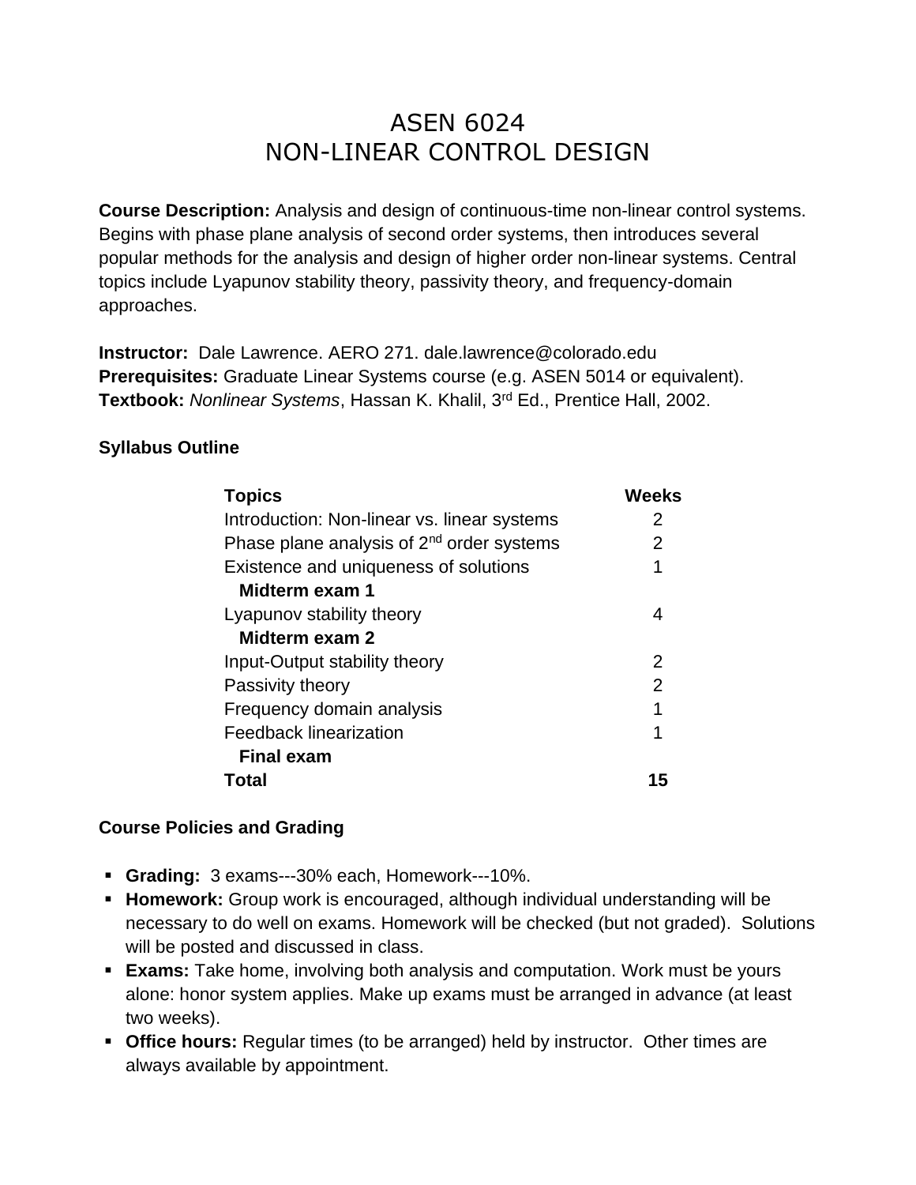# ASEN 6024
# NON-LINEAR CONTROL DESIGN

**Course Description:** Analysis and design of continuous-time non-linear control systems. Begins with phase plane analysis of second order systems, then introduces several popular methods for the analysis and design of higher order non-linear systems. Central topics include Lyapunov stability theory, passivity theory, and frequency-domain approaches.

**Instructor:** Dale Lawrence. AERO 271. dale.lawrence@colorado.edu
**Prerequisites:** Graduate Linear Systems course (e.g. ASEN 5014 or equivalent).
**Textbook:** *Nonlinear Systems*, Hassan K. Khalil, 3rd Ed., Prentice Hall, 2002.

**Syllabus Outline**

| **Topics** | **Weeks** |
|---|---|
| Introduction: Non-linear vs. linear systems | 2 |
| Phase plane analysis of 2nd order systems | 2 |
| Existence and uniqueness of solutions | 1 |
| **Midterm exam 1** | |
| Lyapunov stability theory | 4 |
| **Midterm exam 2** | |
| Input-Output stability theory | 2 |
| Passivity theory | 2 |
| Frequency domain analysis | 1 |
| Feedback linearization | 1 |
| **Final exam** | |
| **Total** | **15** |

**Course Policies and Grading**

- **Grading:** 3 exams---30% each, Homework---10%.
- **Homework:** Group work is encouraged, although individual understanding will be necessary to do well on exams. Homework will be checked (but not graded). Solutions will be posted and discussed in class.
- **Exams:** Take home, involving both analysis and computation. Work must be yours alone: honor system applies. Make up exams must be arranged in advance (at least two weeks).
- **Office hours:** Regular times (to be arranged) held by instructor. Other times are always available by appointment.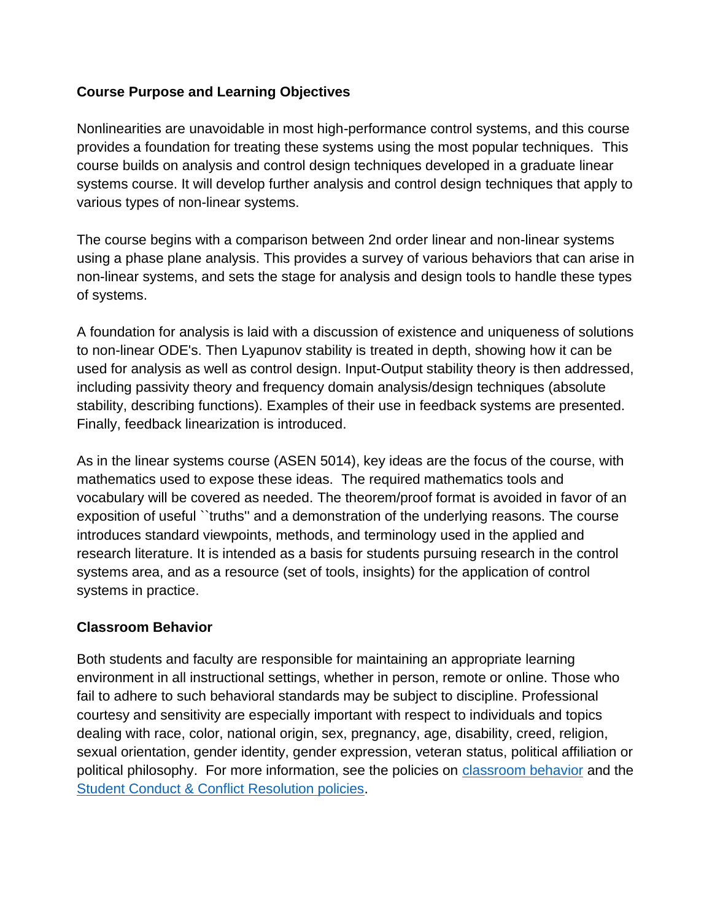**Course Purpose and Learning Objectives**

Nonlinearities are unavoidable in most high-performance control systems, and this course provides a foundation for treating these systems using the most popular techniques. This course builds on analysis and control design techniques developed in a graduate linear systems course. It will develop further analysis and control design techniques that apply to various types of non-linear systems.

The course begins with a comparison between 2nd order linear and non-linear systems using a phase plane analysis. This provides a survey of various behaviors that can arise in non-linear systems, and sets the stage for analysis and design tools to handle these types of systems.

A foundation for analysis is laid with a discussion of existence and uniqueness of solutions to non-linear ODE's. Then Lyapunov stability is treated in depth, showing how it can be used for analysis as well as control design. Input-Output stability theory is then addressed, including passivity theory and frequency domain analysis/design techniques (absolute stability, describing functions). Examples of their use in feedback systems are presented. Finally, feedback linearization is introduced.

As in the linear systems course (ASEN 5014), key ideas are the focus of the course, with mathematics used to expose these ideas. The required mathematics tools and vocabulary will be covered as needed. The theorem/proof format is avoided in favor of an exposition of useful ``truths'' and a demonstration of the underlying reasons. The course introduces standard viewpoints, methods, and terminology used in the applied and research literature. It is intended as a basis for students pursuing research in the control systems area, and as a resource (set of tools, insights) for the application of control systems in practice.

**Classroom Behavior**

Both students and faculty are responsible for maintaining an appropriate learning environment in all instructional settings, whether in person, remote or online. Those who fail to adhere to such behavioral standards may be subject to discipline. Professional courtesy and sensitivity are especially important with respect to individuals and topics dealing with race, color, national origin, sex, pregnancy, age, disability, creed, religion, sexual orientation, gender identity, gender expression, veteran status, political affiliation or political philosophy. For more information, see the policies on classroom behavior and the Student Conduct & Conflict Resolution policies.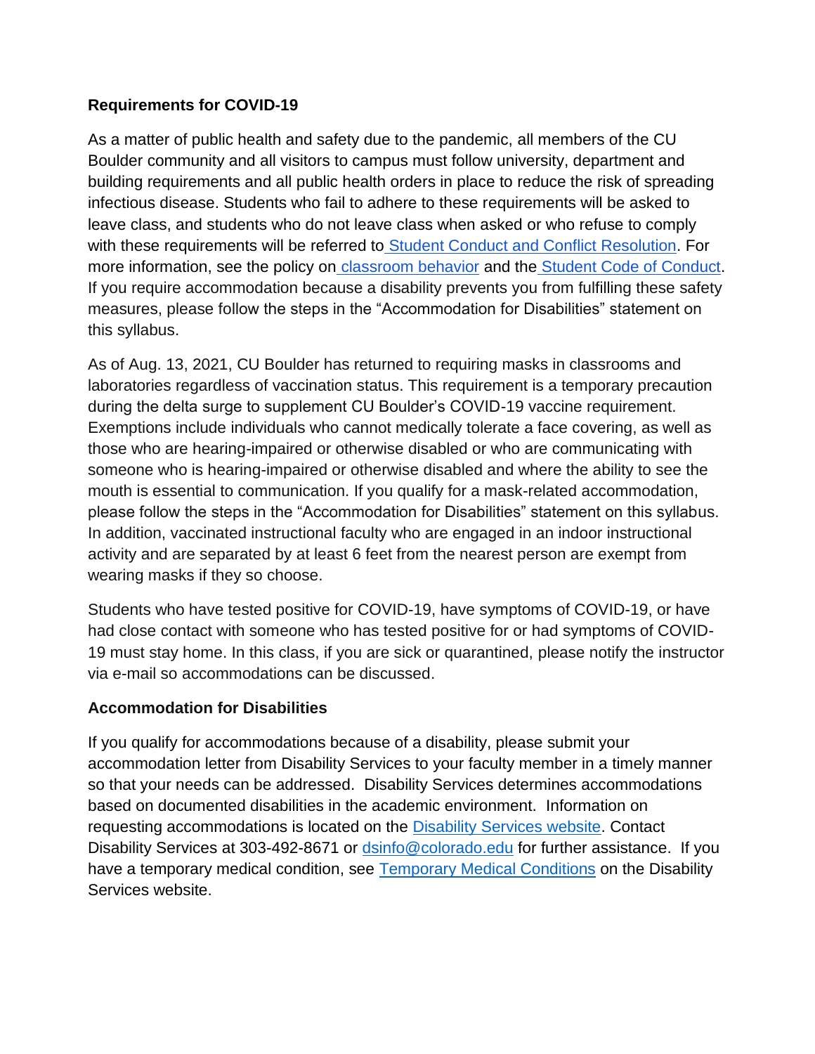**Requirements for COVID-19**

As a matter of public health and safety due to the pandemic, all members of the CU Boulder community and all visitors to campus must follow university, department and building requirements and all public health orders in place to reduce the risk of spreading infectious disease. Students who fail to adhere to these requirements will be asked to leave class, and students who do not leave class when asked or who refuse to comply with these requirements will be referred to Student Conduct and Conflict Resolution. For more information, see the policy on classroom behavior and the Student Code of Conduct. If you require accommodation because a disability prevents you from fulfilling these safety measures, please follow the steps in the "Accommodation for Disabilities" statement on this syllabus.

As of Aug. 13, 2021, CU Boulder has returned to requiring masks in classrooms and laboratories regardless of vaccination status. This requirement is a temporary precaution during the delta surge to supplement CU Boulder's COVID-19 vaccine requirement. Exemptions include individuals who cannot medically tolerate a face covering, as well as those who are hearing-impaired or otherwise disabled or who are communicating with someone who is hearing-impaired or otherwise disabled and where the ability to see the mouth is essential to communication. If you qualify for a mask-related accommodation, please follow the steps in the "Accommodation for Disabilities" statement on this syllabus. In addition, vaccinated instructional faculty who are engaged in an indoor instructional activity and are separated by at least 6 feet from the nearest person are exempt from wearing masks if they so choose.

Students who have tested positive for COVID-19, have symptoms of COVID-19, or have had close contact with someone who has tested positive for or had symptoms of COVID-19 must stay home. In this class, if you are sick or quarantined, please notify the instructor via e-mail so accommodations can be discussed.

**Accommodation for Disabilities**

If you qualify for accommodations because of a disability, please submit your accommodation letter from Disability Services to your faculty member in a timely manner so that your needs can be addressed. Disability Services determines accommodations based on documented disabilities in the academic environment. Information on requesting accommodations is located on the Disability Services website. Contact Disability Services at 303-492-8671 or dsinfo@colorado.edu for further assistance. If you have a temporary medical condition, see Temporary Medical Conditions on the Disability Services website.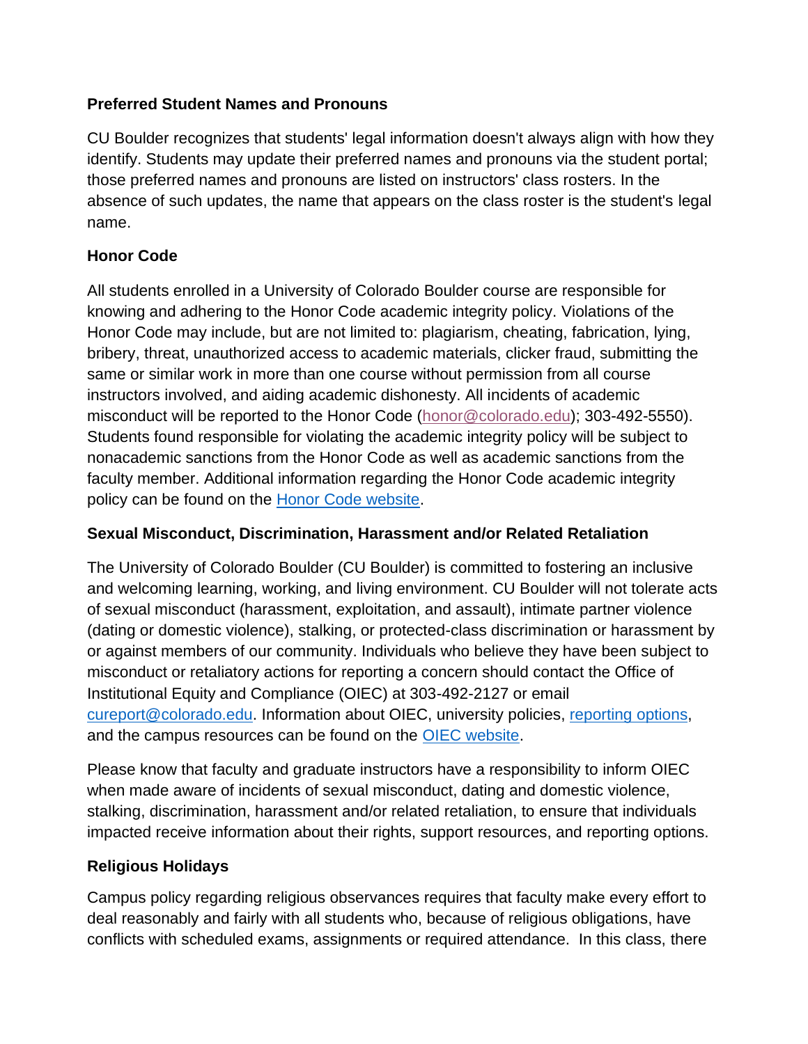**Preferred Student Names and Pronouns**

CU Boulder recognizes that students' legal information doesn't always align with how they identify. Students may update their preferred names and pronouns via the student portal; those preferred names and pronouns are listed on instructors' class rosters. In the absence of such updates, the name that appears on the class roster is the student's legal name.

**Honor Code**

All students enrolled in a University of Colorado Boulder course are responsible for knowing and adhering to the Honor Code academic integrity policy. Violations of the Honor Code may include, but are not limited to: plagiarism, cheating, fabrication, lying, bribery, threat, unauthorized access to academic materials, clicker fraud, submitting the same or similar work in more than one course without permission from all course instructors involved, and aiding academic dishonesty. All incidents of academic misconduct will be reported to the Honor Code (honor@colorado.edu); 303-492-5550). Students found responsible for violating the academic integrity policy will be subject to nonacademic sanctions from the Honor Code as well as academic sanctions from the faculty member. Additional information regarding the Honor Code academic integrity policy can be found on the Honor Code website.

**Sexual Misconduct, Discrimination, Harassment and/or Related Retaliation**

The University of Colorado Boulder (CU Boulder) is committed to fostering an inclusive and welcoming learning, working, and living environment. CU Boulder will not tolerate acts of sexual misconduct (harassment, exploitation, and assault), intimate partner violence (dating or domestic violence), stalking, or protected-class discrimination or harassment by or against members of our community. Individuals who believe they have been subject to misconduct or retaliatory actions for reporting a concern should contact the Office of Institutional Equity and Compliance (OIEC) at 303-492-2127 or email cureport@colorado.edu. Information about OIEC, university policies, reporting options, and the campus resources can be found on the OIEC website.

Please know that faculty and graduate instructors have a responsibility to inform OIEC when made aware of incidents of sexual misconduct, dating and domestic violence, stalking, discrimination, harassment and/or related retaliation, to ensure that individuals impacted receive information about their rights, support resources, and reporting options.

**Religious Holidays**

Campus policy regarding religious observances requires that faculty make every effort to deal reasonably and fairly with all students who, because of religious obligations, have conflicts with scheduled exams, assignments or required attendance. In this class, there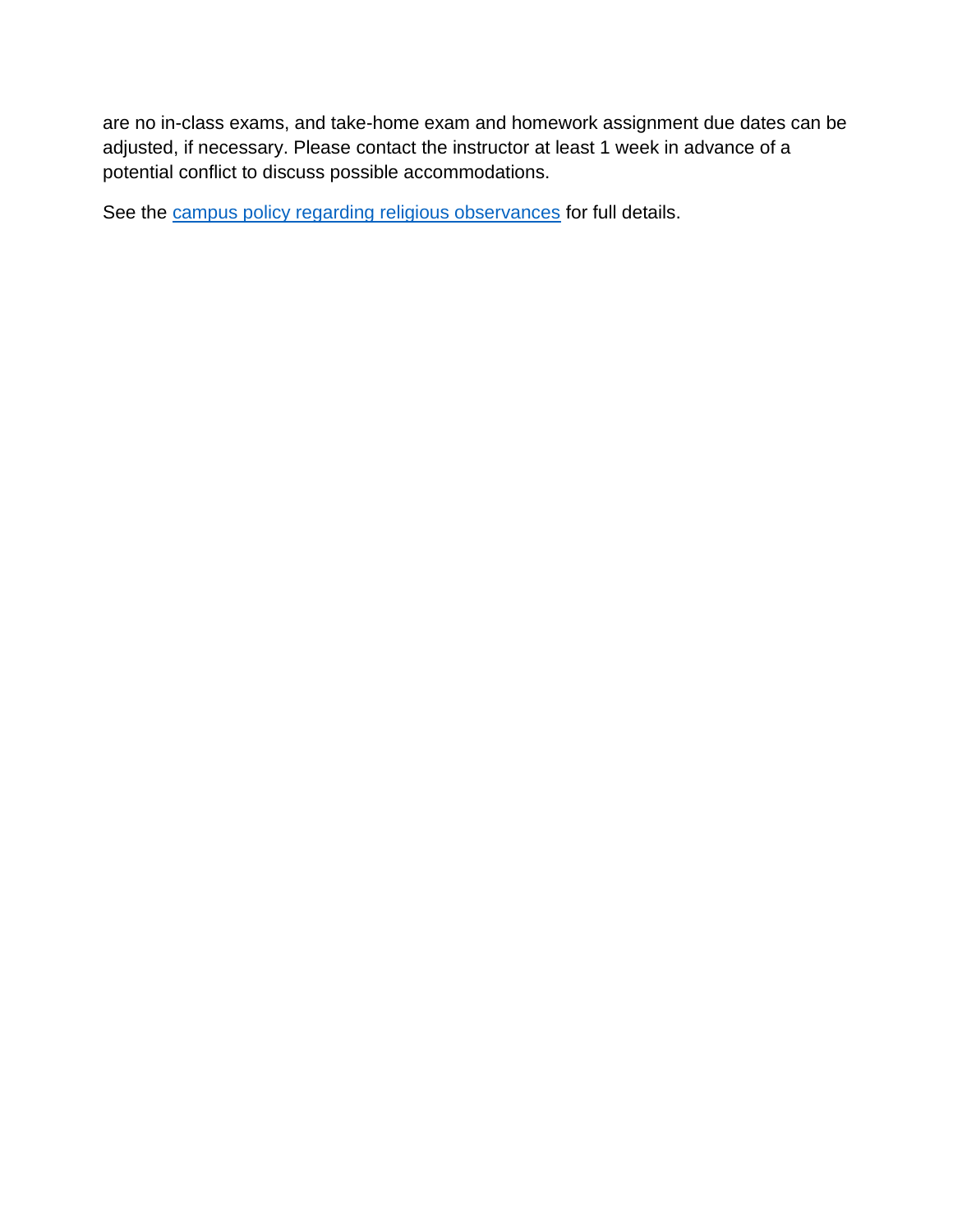are no in-class exams, and take-home exam and homework assignment due dates can be adjusted, if necessary. Please contact the instructor at least 1 week in advance of a potential conflict to discuss possible accommodations.

See the campus policy regarding religious observances for full details.